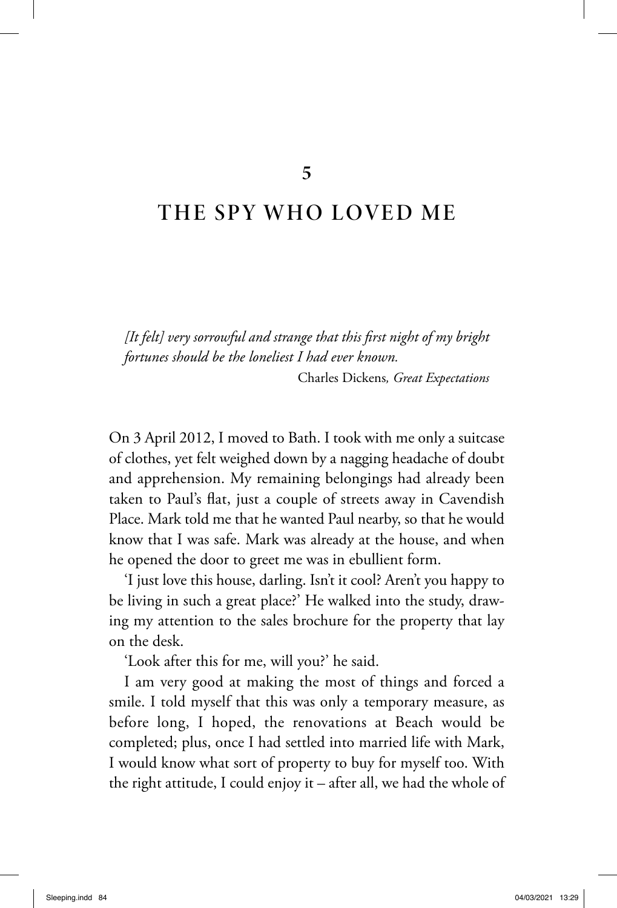# 5

# THE SPY WHO LOVED ME

*[It felt] very sorrowful and strange that this first night of my bright fortunes should be the loneliest I had ever known.*

Charles Dickens, *Great Expectations*

On 3 April 2012, I moved to Bath. I took with me only a suitcase of clothes, yet felt weighed down by a nagging headache of doubt and apprehension. My remaining belongings had already been taken to Paul's flat, just a couple of streets away in Cavendish Place. Mark told me that he wanted Paul nearby, so that he would know that I was safe. Mark was already at the house, and when he opened the door to greet me was in ebullient form.

'I just love this house, darling. Isn't it cool? Aren't you happy to be living in such a great place?' He walked into the study, drawing my attention to the sales brochure for the property that lay on the desk.

'Look after this for me, will you?' he said.

I am very good at making the most of things and forced a smile. I told myself that this was only a temporary measure, as before long, I hoped, the renovations at Beach would be completed; plus, once I had settled into married life with Mark, I would know what sort of property to buy for myself too. With the right attitude, I could enjoy it – after all, we had the whole of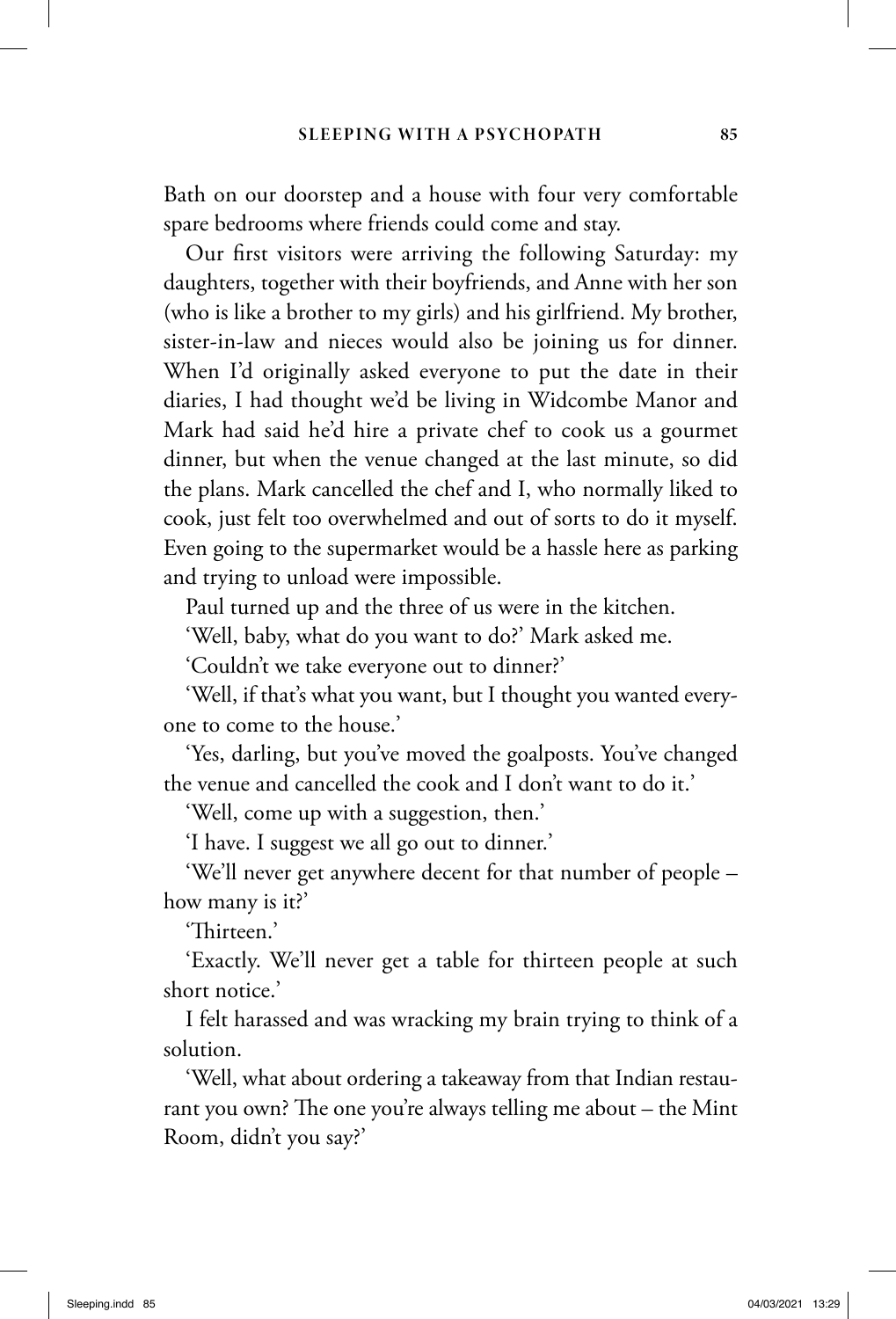Bath on our doorstep and a house with four very comfortable spare bedrooms where friends could come and stay.

Our first visitors were arriving the following Saturday: my daughters, together with their boyfriends, and Anne with her son (who is like a brother to my girls) and his girlfriend. My brother, sister-in-law and nieces would also be joining us for dinner. When I'd originally asked everyone to put the date in their diaries, I had thought we'd be living in Widcombe Manor and Mark had said he'd hire a private chef to cook us a gourmet dinner, but when the venue changed at the last minute, so did the plans. Mark cancelled the chef and I, who normally liked to cook, just felt too overwhelmed and out of sorts to do it myself. Even going to the supermarket would be a hassle here as parking and trying to unload were impossible.

Paul turned up and the three of us were in the kitchen.

'Well, baby, what do you want to do?' Mark asked me.

'Couldn't we take everyone out to dinner?'

'Well, if that's what you want, but I thought you wanted everyone to come to the house.'

'Yes, darling, but you've moved the goalposts. You've changed the venue and cancelled the cook and I don't want to do it.'

'Well, come up with a suggestion, then.'

'I have. I suggest we all go out to dinner.'

'We'll never get anywhere decent for that number of people – how many is it?'

'Thirteen.'

'Exactly. We'll never get a table for thirteen people at such short notice.'

I felt harassed and was wracking my brain trying to think of a solution.

'Well, what about ordering a takeaway from that Indian restaurant you own? The one you're always telling me about – the Mint Room, didn't you say?'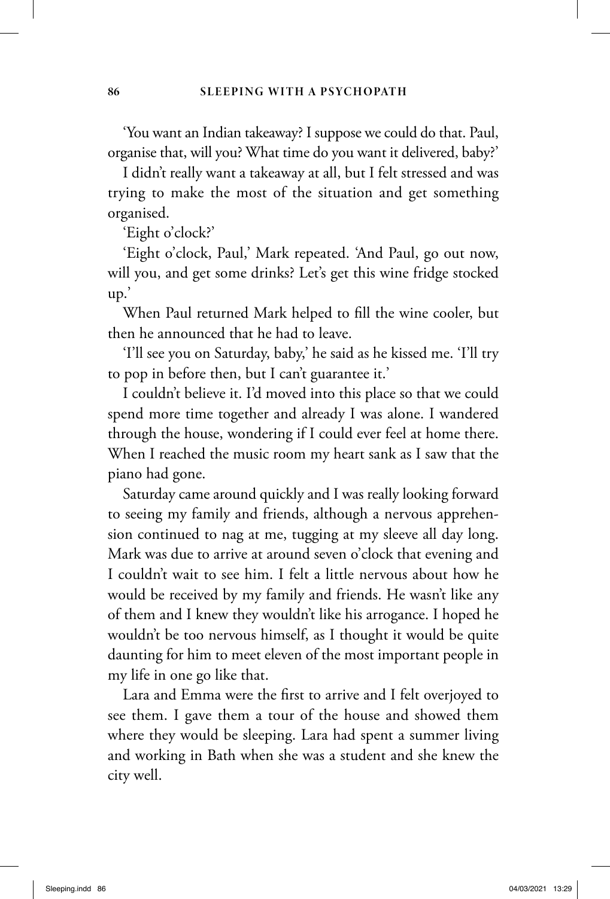'You want an Indian takeaway? I suppose we could do that. Paul, organise that, will you? What time do you want it delivered, baby?'

I didn't really want a takeaway at all, but I felt stressed and was trying to make the most of the situation and get something organised.

'Eight o'clock?'

'Eight o'clock, Paul,' Mark repeated. 'And Paul, go out now, will you, and get some drinks? Let's get this wine fridge stocked up.'

When Paul returned Mark helped to fill the wine cooler, but then he announced that he had to leave.

'I'll see you on Saturday, baby,' he said as he kissed me. 'I'll try to pop in before then, but I can't guarantee it.'

I couldn't believe it. I'd moved into this place so that we could spend more time together and already I was alone. I wandered through the house, wondering if I could ever feel at home there. When I reached the music room my heart sank as I saw that the piano had gone.

Saturday came around quickly and I was really looking forward to seeing my family and friends, although a nervous apprehension continued to nag at me, tugging at my sleeve all day long. Mark was due to arrive at around seven o'clock that evening and I couldn't wait to see him. I felt a little nervous about how he would be received by my family and friends. He wasn't like any of them and I knew they wouldn't like his arrogance. I hoped he wouldn't be too nervous himself, as I thought it would be quite daunting for him to meet eleven of the most important people in my life in one go like that.

Lara and Emma were the first to arrive and I felt overjoyed to see them. I gave them a tour of the house and showed them where they would be sleeping. Lara had spent a summer living and working in Bath when she was a student and she knew the city well.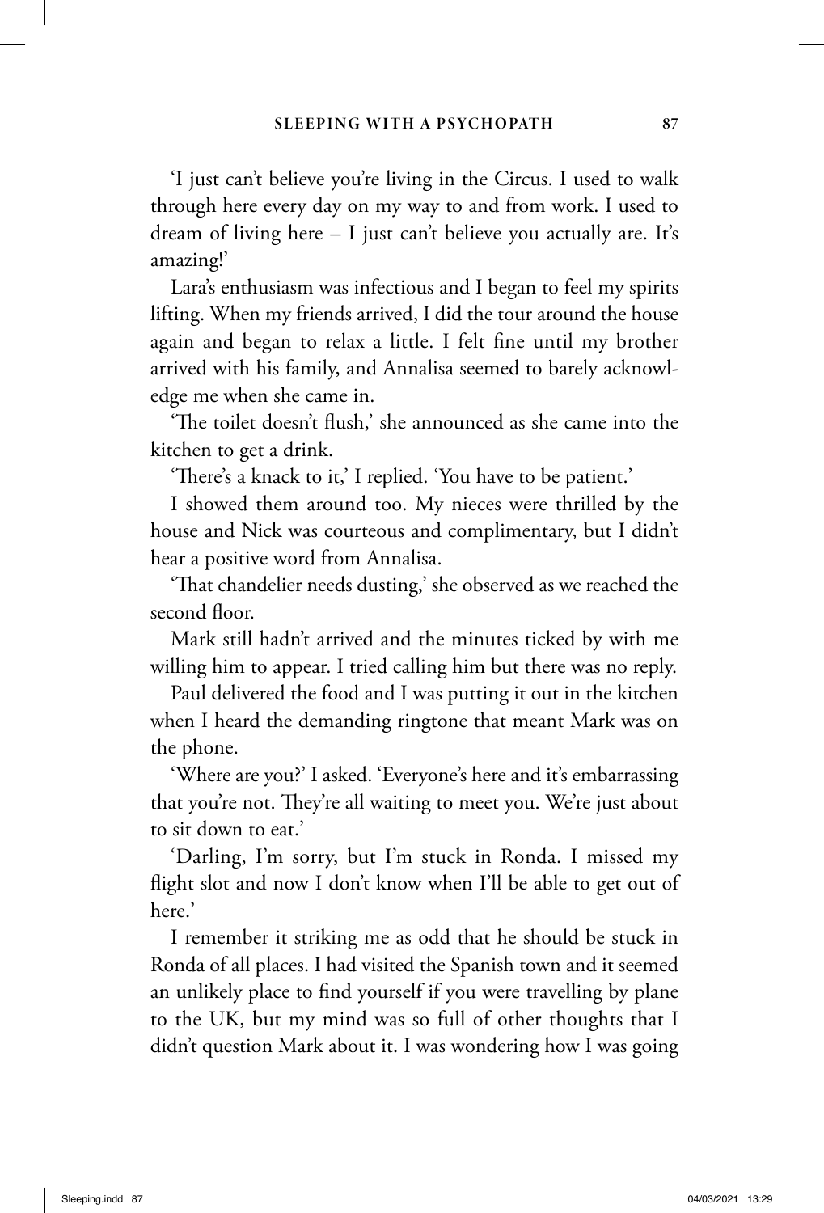'I just can't believe you're living in the Circus. I used to walk through here every day on my way to and from work. I used to dream of living here – I just can't believe you actually are. It's amazing!'

Lara's enthusiasm was infectious and I began to feel my spirits lifting. When my friends arrived, I did the tour around the house again and began to relax a little. I felt fine until my brother arrived with his family, and Annalisa seemed to barely acknowledge me when she came in.

'The toilet doesn't flush,' she announced as she came into the kitchen to get a drink.

'There's a knack to it,' I replied. 'You have to be patient.'

I showed them around too. My nieces were thrilled by the house and Nick was courteous and complimentary, but I didn't hear a positive word from Annalisa.

'That chandelier needs dusting,' she observed as we reached the second floor.

Mark still hadn't arrived and the minutes ticked by with me willing him to appear. I tried calling him but there was no reply.

Paul delivered the food and I was putting it out in the kitchen when I heard the demanding ringtone that meant Mark was on the phone.

'Where are you?' I asked. 'Everyone's here and it's embarrassing that you're not. They're all waiting to meet you. We're just about to sit down to eat.'

'Darling, I'm sorry, but I'm stuck in Ronda. I missed my flight slot and now I don't know when I'll be able to get out of here.'

I remember it striking me as odd that he should be stuck in Ronda of all places. I had visited the Spanish town and it seemed an unlikely place to find yourself if you were travelling by plane to the UK, but my mind was so full of other thoughts that I didn't question Mark about it. I was wondering how I was going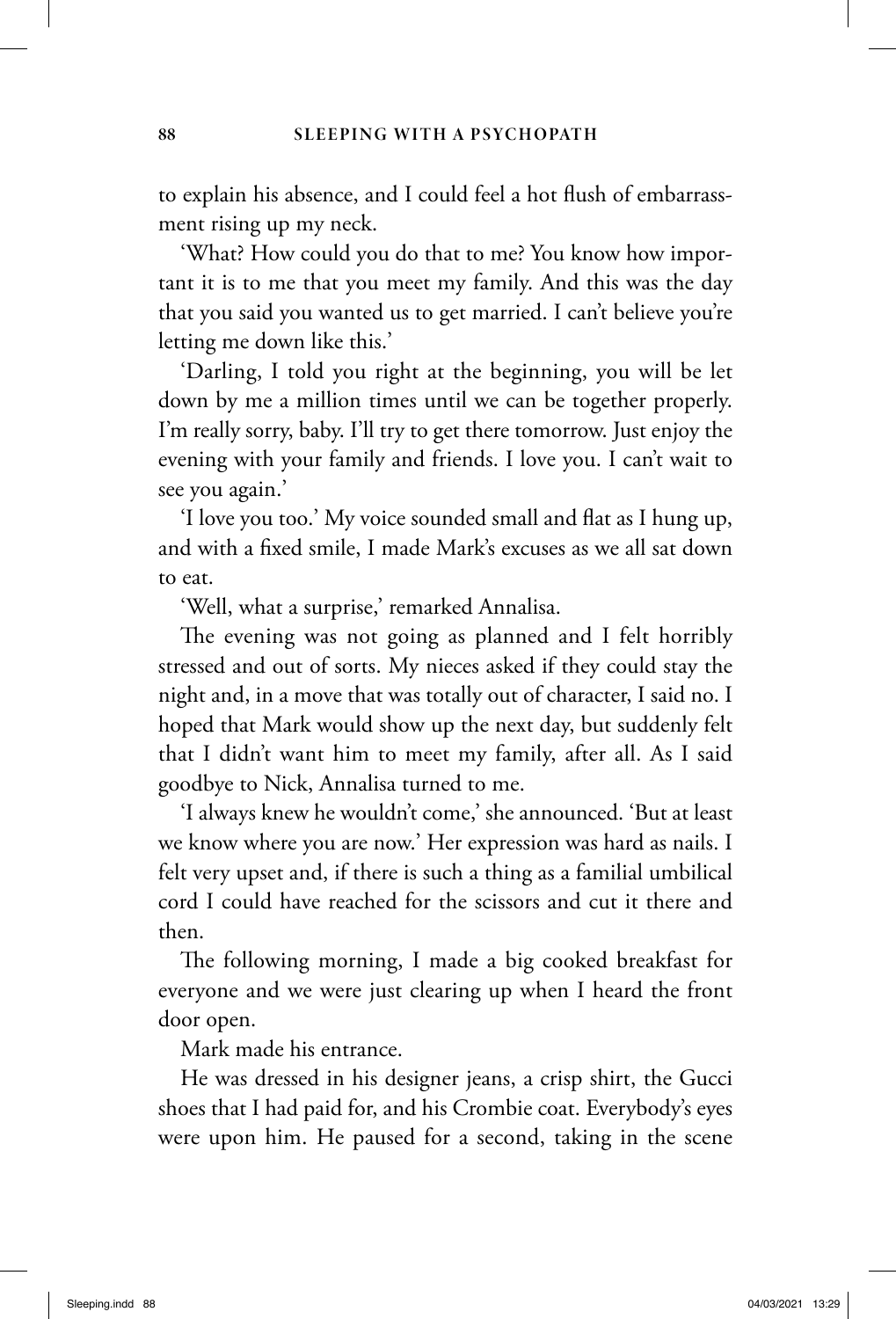to explain his absence, and I could feel a hot flush of embarrassment rising up my neck.

'What? How could you do that to me? You know how important it is to me that you meet my family. And this was the day that you said you wanted us to get married. I can't believe you're letting me down like this.'

'Darling, I told you right at the beginning, you will be let down by me a million times until we can be together properly. I'm really sorry, baby. I'll try to get there tomorrow. Just enjoy the evening with your family and friends. I love you. I can't wait to see you again.'

'I love you too.' My voice sounded small and flat as I hung up, and with a fixed smile, I made Mark's excuses as we all sat down to eat.

'Well, what a surprise,' remarked Annalisa.

The evening was not going as planned and I felt horribly stressed and out of sorts. My nieces asked if they could stay the night and, in a move that was totally out of character, I said no. I hoped that Mark would show up the next day, but suddenly felt that I didn't want him to meet my family, after all. As I said goodbye to Nick, Annalisa turned to me.

'I always knew he wouldn't come,' she announced. 'But at least we know where you are now.' Her expression was hard as nails. I felt very upset and, if there is such a thing as a familial umbilical cord I could have reached for the scissors and cut it there and then.

The following morning, I made a big cooked breakfast for everyone and we were just clearing up when I heard the front door open.

Mark made his entrance.

He was dressed in his designer jeans, a crisp shirt, the Gucci shoes that I had paid for, and his Crombie coat. Everybody's eyes were upon him. He paused for a second, taking in the scene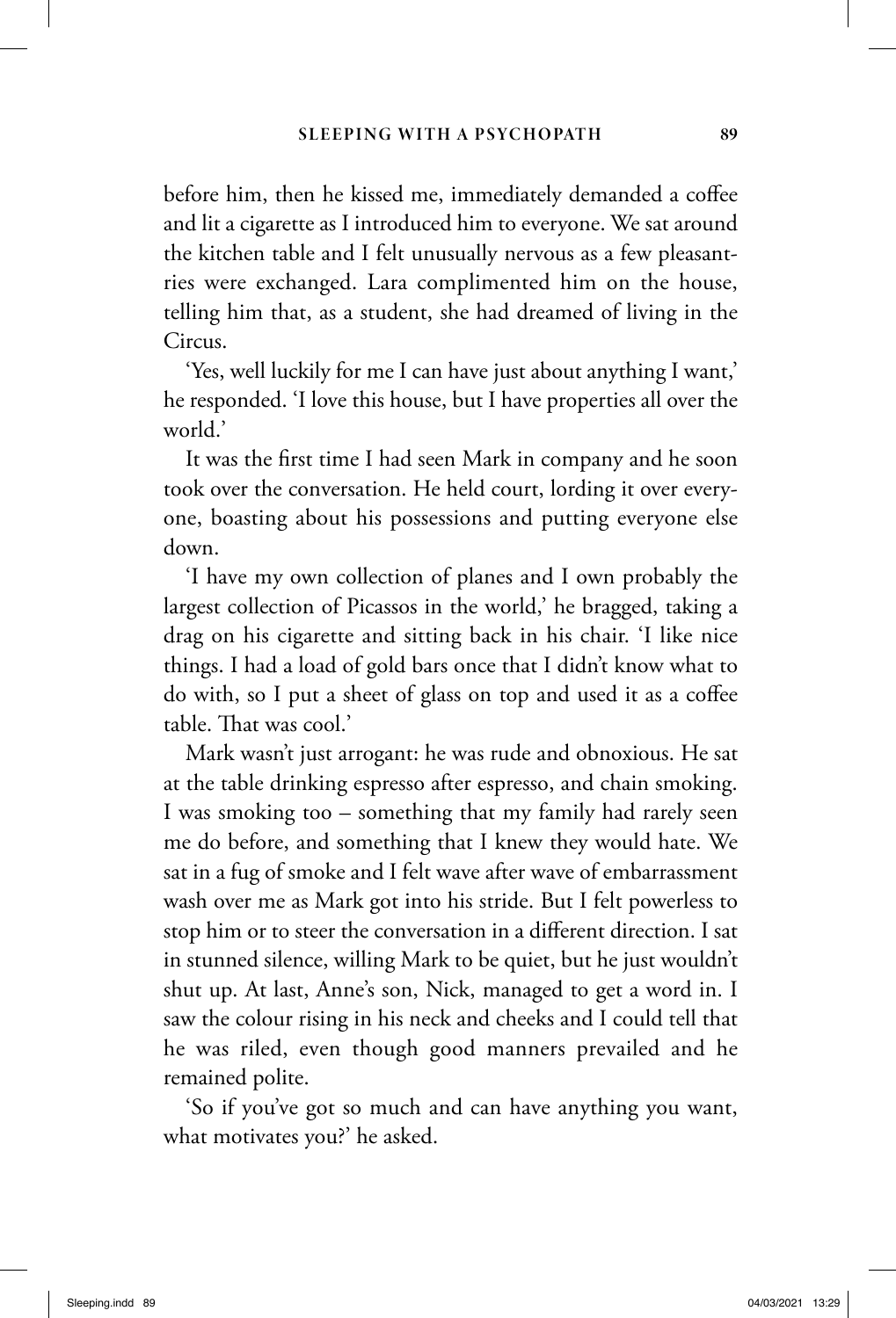before him, then he kissed me, immediately demanded a coffee and lit a cigarette as I introduced him to everyone. We sat around the kitchen table and I felt unusually nervous as a few pleasantries were exchanged. Lara complimented him on the house, telling him that, as a student, she had dreamed of living in the Circus.

'Yes, well luckily for me I can have just about anything I want,' he responded. 'I love this house, but I have properties all over the world.'

It was the first time I had seen Mark in company and he soon took over the conversation. He held court, lording it over everyone, boasting about his possessions and putting everyone else down.

'I have my own collection of planes and I own probably the largest collection of Picassos in the world,' he bragged, taking a drag on his cigarette and sitting back in his chair. 'I like nice things. I had a load of gold bars once that I didn't know what to do with, so I put a sheet of glass on top and used it as a coffee table. That was cool.'

Mark wasn't just arrogant: he was rude and obnoxious. He sat at the table drinking espresso after espresso, and chain smoking. I was smoking too – something that my family had rarely seen me do before, and something that I knew they would hate. We sat in a fug of smoke and I felt wave after wave of embarrassment wash over me as Mark got into his stride. But I felt powerless to stop him or to steer the conversation in a different direction. I sat in stunned silence, willing Mark to be quiet, but he just wouldn't shut up. At last, Anne's son, Nick, managed to get a word in. I saw the colour rising in his neck and cheeks and I could tell that he was riled, even though good manners prevailed and he remained polite.

'So if you've got so much and can have anything you want, what motivates you?' he asked.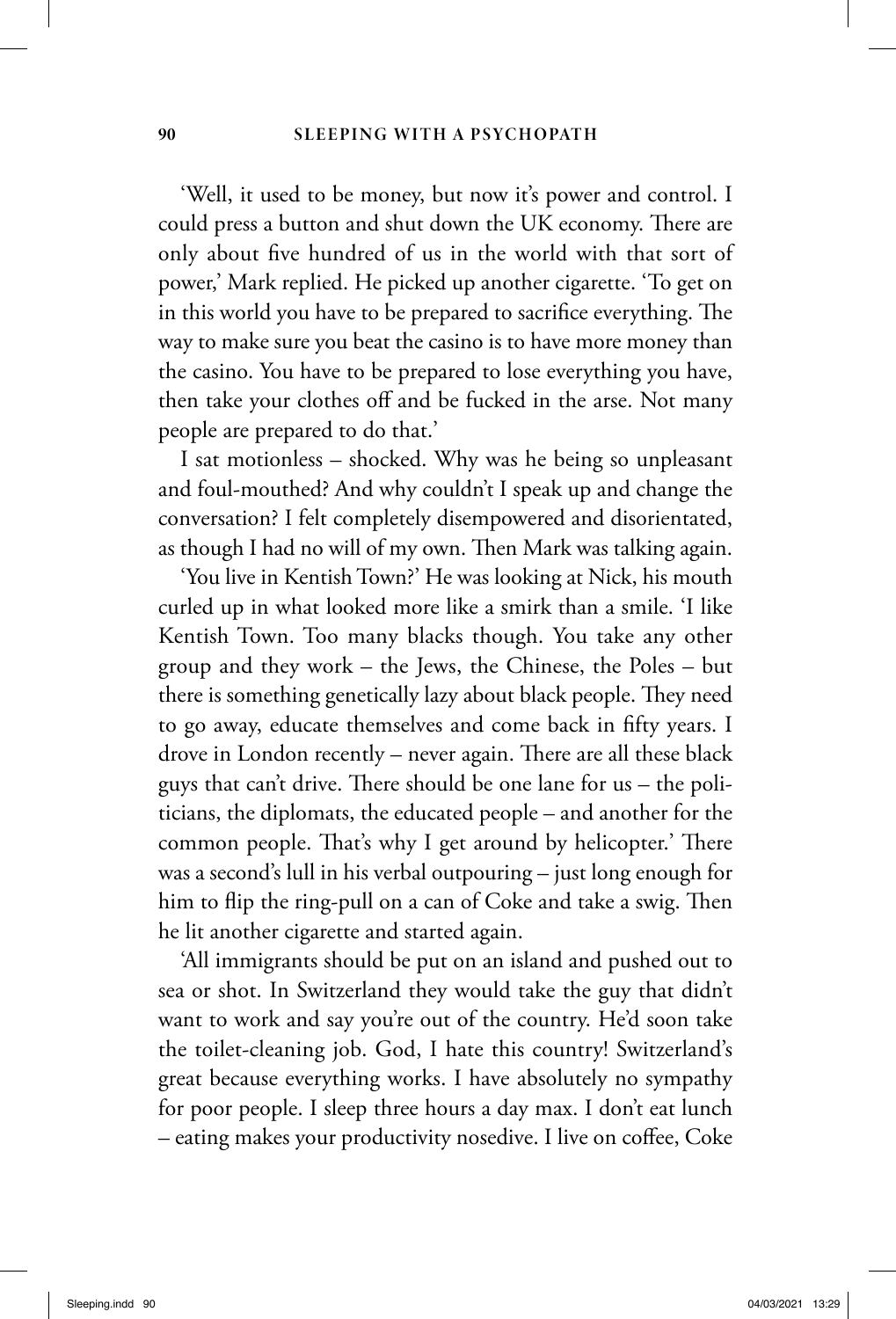'Well, it used to be money, but now it's power and control. I could press a button and shut down the UK economy. There are only about five hundred of us in the world with that sort of power,' Mark replied. He picked up another cigarette. 'To get on in this world you have to be prepared to sacrifice everything. The way to make sure you beat the casino is to have more money than the casino. You have to be prepared to lose everything you have, then take your clothes off and be fucked in the arse. Not many people are prepared to do that.'

I sat motionless – shocked. Why was he being so unpleasant and foul-mouthed? And why couldn't I speak up and change the conversation? I felt completely disempowered and disorientated, as though I had no will of my own. Then Mark was talking again.

'You live in Kentish Town?' He was looking at Nick, his mouth curled up in what looked more like a smirk than a smile. 'I like Kentish Town. Too many blacks though. You take any other group and they work – the Jews, the Chinese, the Poles – but there is something genetically lazy about black people. They need to go away, educate themselves and come back in fifty years. I drove in London recently – never again. There are all these black guys that can't drive. There should be one lane for us – the politicians, the diplomats, the educated people – and another for the common people. That's why I get around by helicopter.' There was a second's lull in his verbal outpouring – just long enough for him to flip the ring-pull on a can of Coke and take a swig. Then he lit another cigarette and started again.

'All immigrants should be put on an island and pushed out to sea or shot. In Switzerland they would take the guy that didn't want to work and say you're out of the country. He'd soon take the toilet-cleaning job. God, I hate this country! Switzerland's great because everything works. I have absolutely no sympathy for poor people. I sleep three hours a day max. I don't eat lunch – eating makes your productivity nosedive. I live on coffee, Coke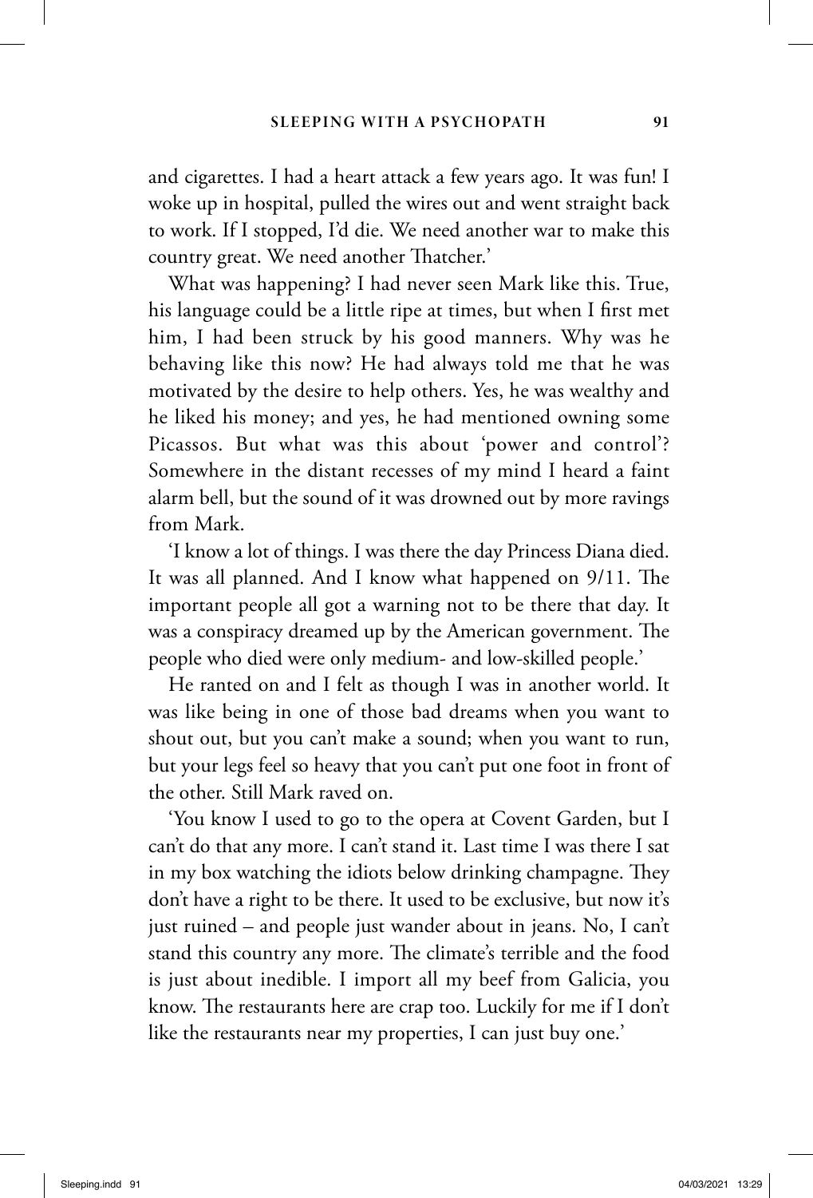and cigarettes. I had a heart attack a few years ago. It was fun! I woke up in hospital, pulled the wires out and went straight back to work. If I stopped, I'd die. We need another war to make this country great. We need another Thatcher.'

What was happening? I had never seen Mark like this. True, his language could be a little ripe at times, but when I first met him, I had been struck by his good manners. Why was he behaving like this now? He had always told me that he was motivated by the desire to help others. Yes, he was wealthy and he liked his money; and yes, he had mentioned owning some Picassos. But what was this about 'power and control'? Somewhere in the distant recesses of my mind I heard a faint alarm bell, but the sound of it was drowned out by more ravings from Mark.

'I know a lot of things. I was there the day Princess Diana died. It was all planned. And I know what happened on 9/11. The important people all got a warning not to be there that day. It was a conspiracy dreamed up by the American government. The people who died were only medium- and low-skilled people.'

He ranted on and I felt as though I was in another world. It was like being in one of those bad dreams when you want to shout out, but you can't make a sound; when you want to run, but your legs feel so heavy that you can't put one foot in front of the other. Still Mark raved on.

'You know I used to go to the opera at Covent Garden, but I can't do that any more. I can't stand it. Last time I was there I sat in my box watching the idiots below drinking champagne. They don't have a right to be there. It used to be exclusive, but now it's just ruined – and people just wander about in jeans. No, I can't stand this country any more. The climate's terrible and the food is just about inedible. I import all my beef from Galicia, you know. The restaurants here are crap too. Luckily for me if I don't like the restaurants near my properties, I can just buy one.'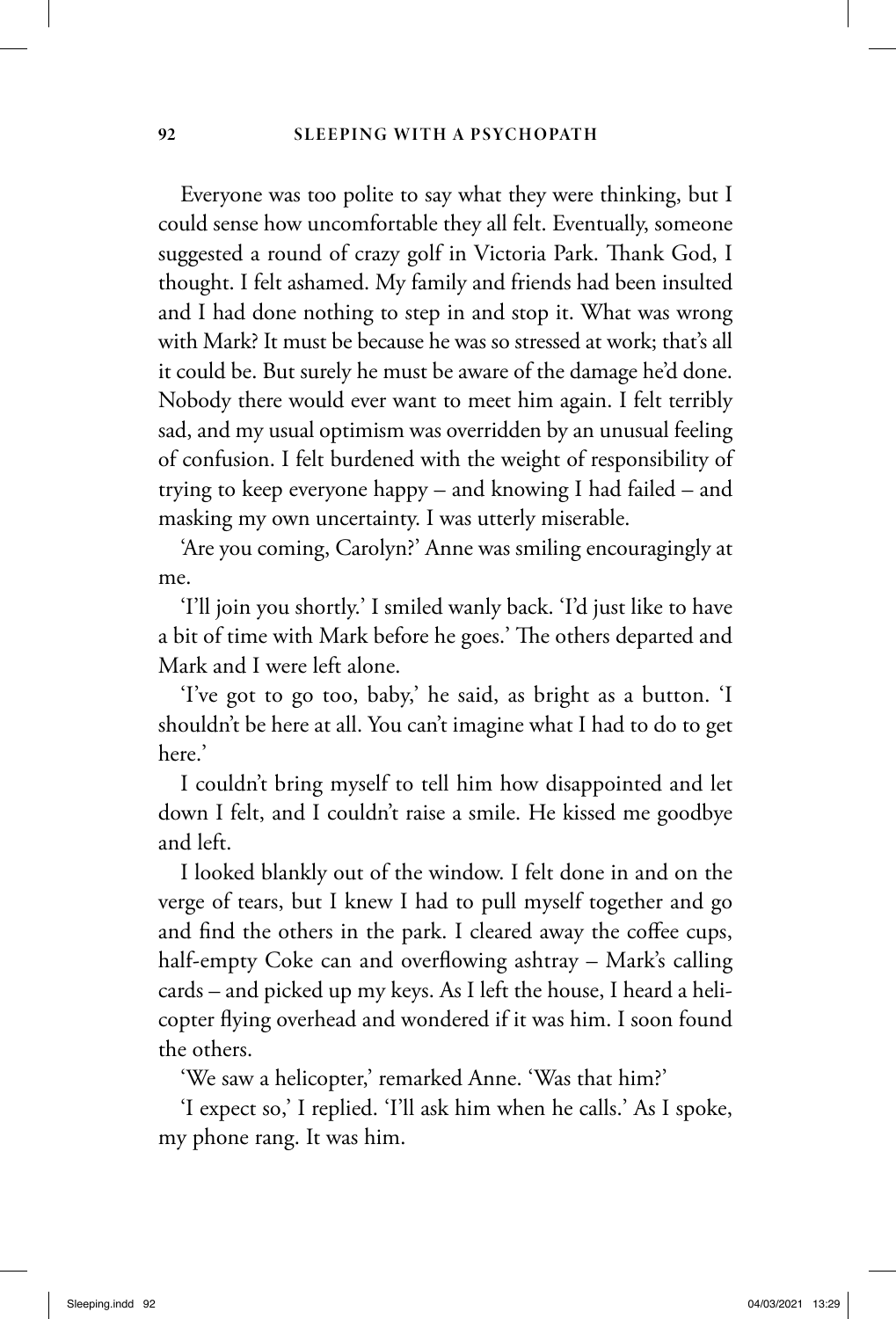Everyone was too polite to say what they were thinking, but I could sense how uncomfortable they all felt. Eventually, someone suggested a round of crazy golf in Victoria Park. Thank God, I thought. I felt ashamed. My family and friends had been insulted and I had done nothing to step in and stop it. What was wrong with Mark? It must be because he was so stressed at work; that's all it could be. But surely he must be aware of the damage he'd done. Nobody there would ever want to meet him again. I felt terribly sad, and my usual optimism was overridden by an unusual feeling of confusion. I felt burdened with the weight of responsibility of trying to keep everyone happy – and knowing I had failed – and masking my own uncertainty. I was utterly miserable.

'Are you coming, Carolyn?' Anne was smiling encouragingly at me.

'I'll join you shortly.' I smiled wanly back. 'I'd just like to have a bit of time with Mark before he goes.' The others departed and Mark and I were left alone.

'I've got to go too, baby,' he said, as bright as a button. 'I shouldn't be here at all. You can't imagine what I had to do to get here.'

I couldn't bring myself to tell him how disappointed and let down I felt, and I couldn't raise a smile. He kissed me goodbye and left.

I looked blankly out of the window. I felt done in and on the verge of tears, but I knew I had to pull myself together and go and find the others in the park. I cleared away the coffee cups, half-empty Coke can and overflowing ashtray – Mark's calling cards – and picked up my keys. As I left the house, I heard a helicopter flying overhead and wondered if it was him. I soon found the others.

'We saw a helicopter,' remarked Anne. 'Was that him?'

'I expect so,' I replied. 'I'll ask him when he calls.' As I spoke, my phone rang. It was him.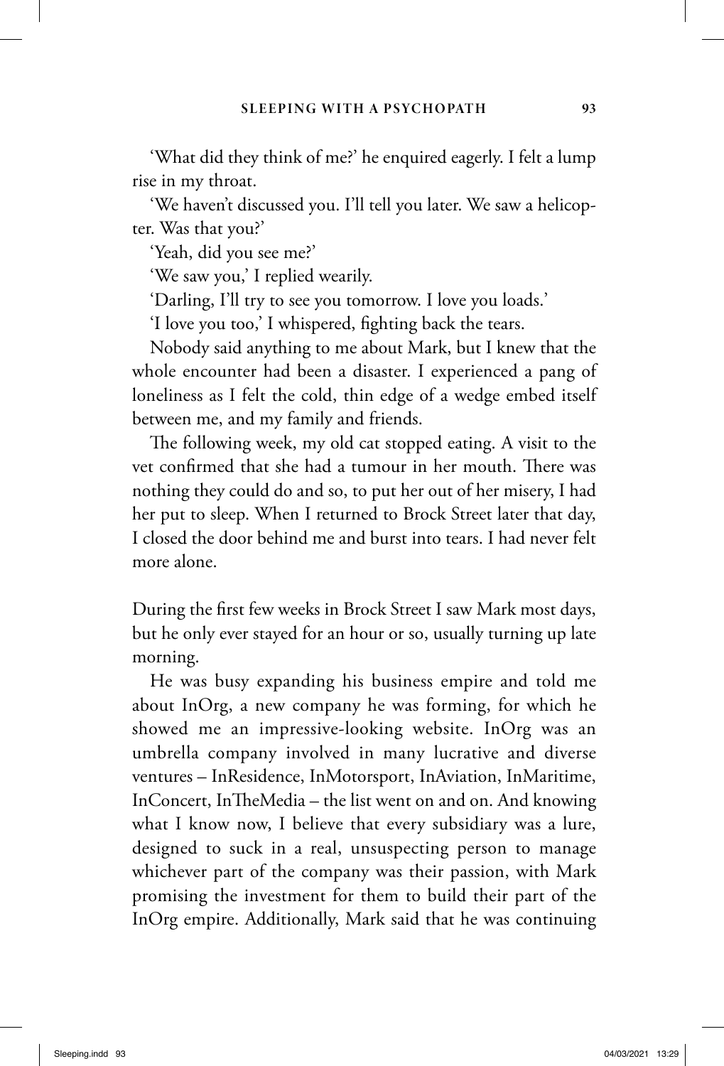'What did they think of me?' he enquired eagerly. I felt a lump rise in my throat.

'We haven't discussed you. I'll tell you later. We saw a helicopter. Was that you?'

'Yeah, did you see me?'

'We saw you,' I replied wearily.

'Darling, I'll try to see you tomorrow. I love you loads.'

'I love you too,' I whispered, fighting back the tears.

Nobody said anything to me about Mark, but I knew that the whole encounter had been a disaster. I experienced a pang of loneliness as I felt the cold, thin edge of a wedge embed itself between me, and my family and friends.

The following week, my old cat stopped eating. A visit to the vet confirmed that she had a tumour in her mouth. There was nothing they could do and so, to put her out of her misery, I had her put to sleep. When I returned to Brock Street later that day, I closed the door behind me and burst into tears. I had never felt more alone.

During the first few weeks in Brock Street I saw Mark most days, but he only ever stayed for an hour or so, usually turning up late morning.

He was busy expanding his business empire and told me about InOrg, a new company he was forming, for which he showed me an impressive-looking website. InOrg was an umbrella company involved in many lucrative and diverse ventures – InResidence, InMotorsport, InAviation, InMaritime, InConcert, InTheMedia – the list went on and on. And knowing what I know now, I believe that every subsidiary was a lure, designed to suck in a real, unsuspecting person to manage whichever part of the company was their passion, with Mark promising the investment for them to build their part of the InOrg empire. Additionally, Mark said that he was continuing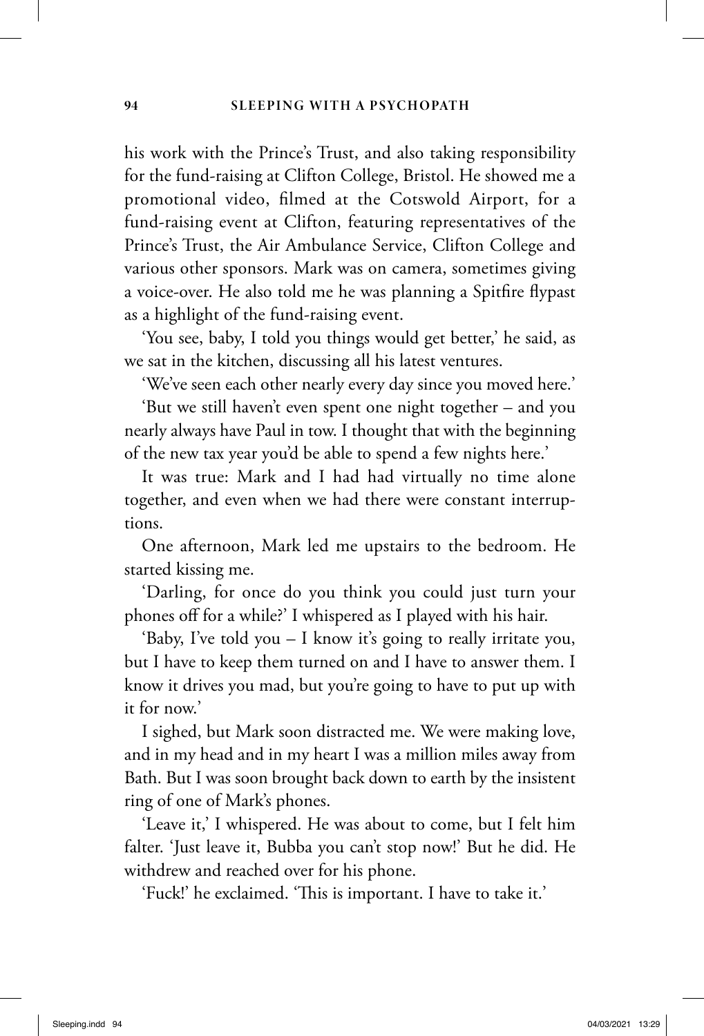his work with the Prince's Trust, and also taking responsibility for the fund-raising at Clifton College, Bristol. He showed me a promotional video, filmed at the Cotswold Airport, for a fund-raising event at Clifton, featuring representatives of the Prince's Trust, the Air Ambulance Service, Clifton College and various other sponsors. Mark was on camera, sometimes giving a voice-over. He also told me he was planning a Spitfire flypast as a highlight of the fund-raising event.

'You see, baby, I told you things would get better,' he said, as we sat in the kitchen, discussing all his latest ventures.

'We've seen each other nearly every day since you moved here.'

'But we still haven't even spent one night together – and you nearly always have Paul in tow. I thought that with the beginning of the new tax year you'd be able to spend a few nights here.'

It was true: Mark and I had had virtually no time alone together, and even when we had there were constant interruptions.

One afternoon, Mark led me upstairs to the bedroom. He started kissing me.

'Darling, for once do you think you could just turn your phones off for a while?' I whispered as I played with his hair.

'Baby, I've told you – I know it's going to really irritate you, but I have to keep them turned on and I have to answer them. I know it drives you mad, but you're going to have to put up with it for now.'

I sighed, but Mark soon distracted me. We were making love, and in my head and in my heart I was a million miles away from Bath. But I was soon brought back down to earth by the insistent ring of one of Mark's phones.

'Leave it,' I whispered. He was about to come, but I felt him falter. 'Just leave it, Bubba you can't stop now!' But he did. He withdrew and reached over for his phone.

'Fuck!' he exclaimed. 'This is important. I have to take it.'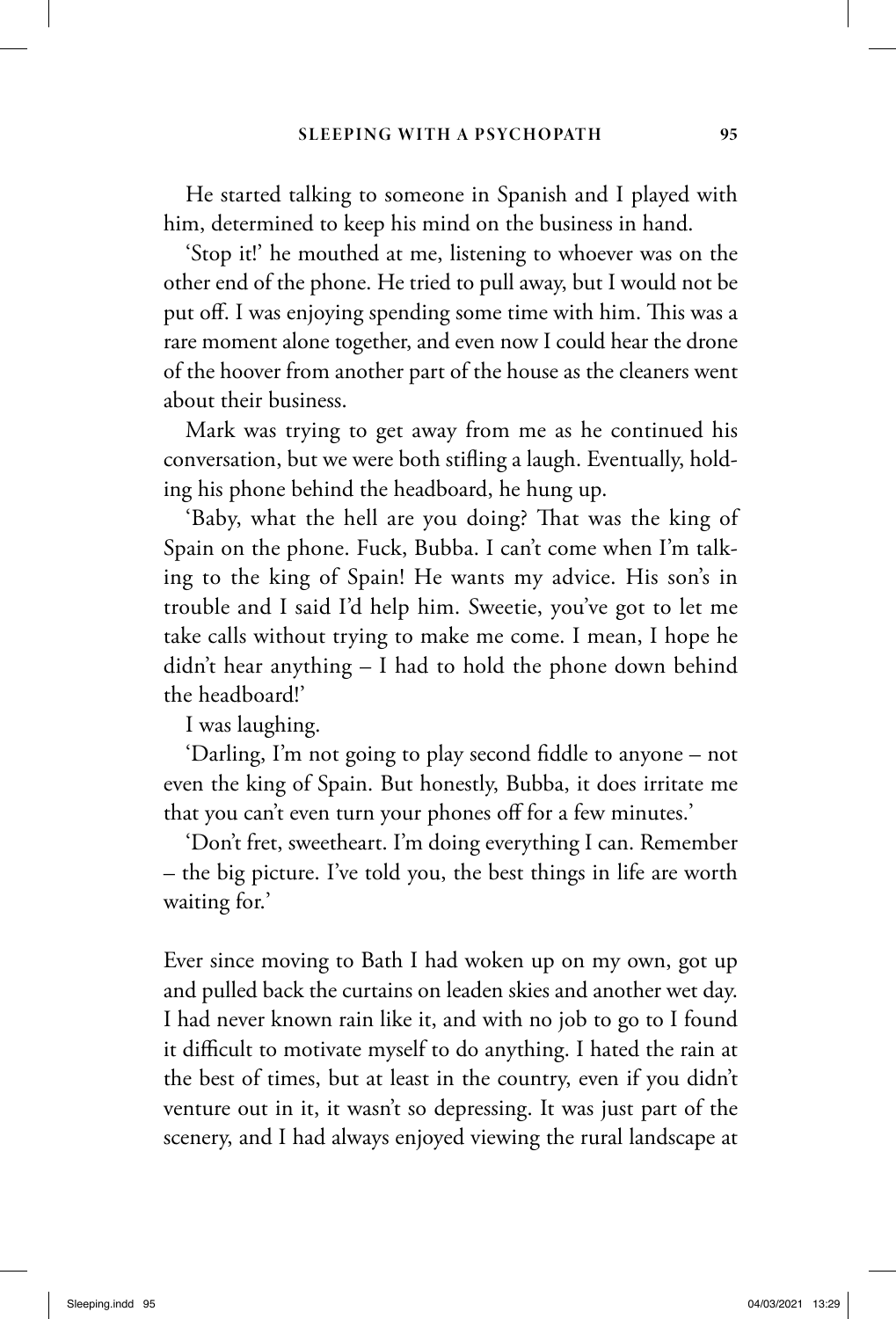He started talking to someone in Spanish and I played with him, determined to keep his mind on the business in hand.

'Stop it!' he mouthed at me, listening to whoever was on the other end of the phone. He tried to pull away, but I would not be put off. I was enjoying spending some time with him. This was a rare moment alone together, and even now I could hear the drone of the hoover from another part of the house as the cleaners went about their business.

Mark was trying to get away from me as he continued his conversation, but we were both stifling a laugh. Eventually, holding his phone behind the headboard, he hung up.

'Baby, what the hell are you doing? That was the king of Spain on the phone. Fuck, Bubba. I can't come when I'm talking to the king of Spain! He wants my advice. His son's in trouble and I said I'd help him. Sweetie, you've got to let me take calls without trying to make me come. I mean, I hope he didn't hear anything – I had to hold the phone down behind the headboard!'

I was laughing.

'Darling, I'm not going to play second fiddle to anyone – not even the king of Spain. But honestly, Bubba, it does irritate me that you can't even turn your phones off for a few minutes.'

'Don't fret, sweetheart. I'm doing everything I can. Remember – the big picture. I've told you, the best things in life are worth waiting for.'

Ever since moving to Bath I had woken up on my own, got up and pulled back the curtains on leaden skies and another wet day. I had never known rain like it, and with no job to go to I found it difficult to motivate myself to do anything. I hated the rain at the best of times, but at least in the country, even if you didn't venture out in it, it wasn't so depressing. It was just part of the scenery, and I had always enjoyed viewing the rural landscape at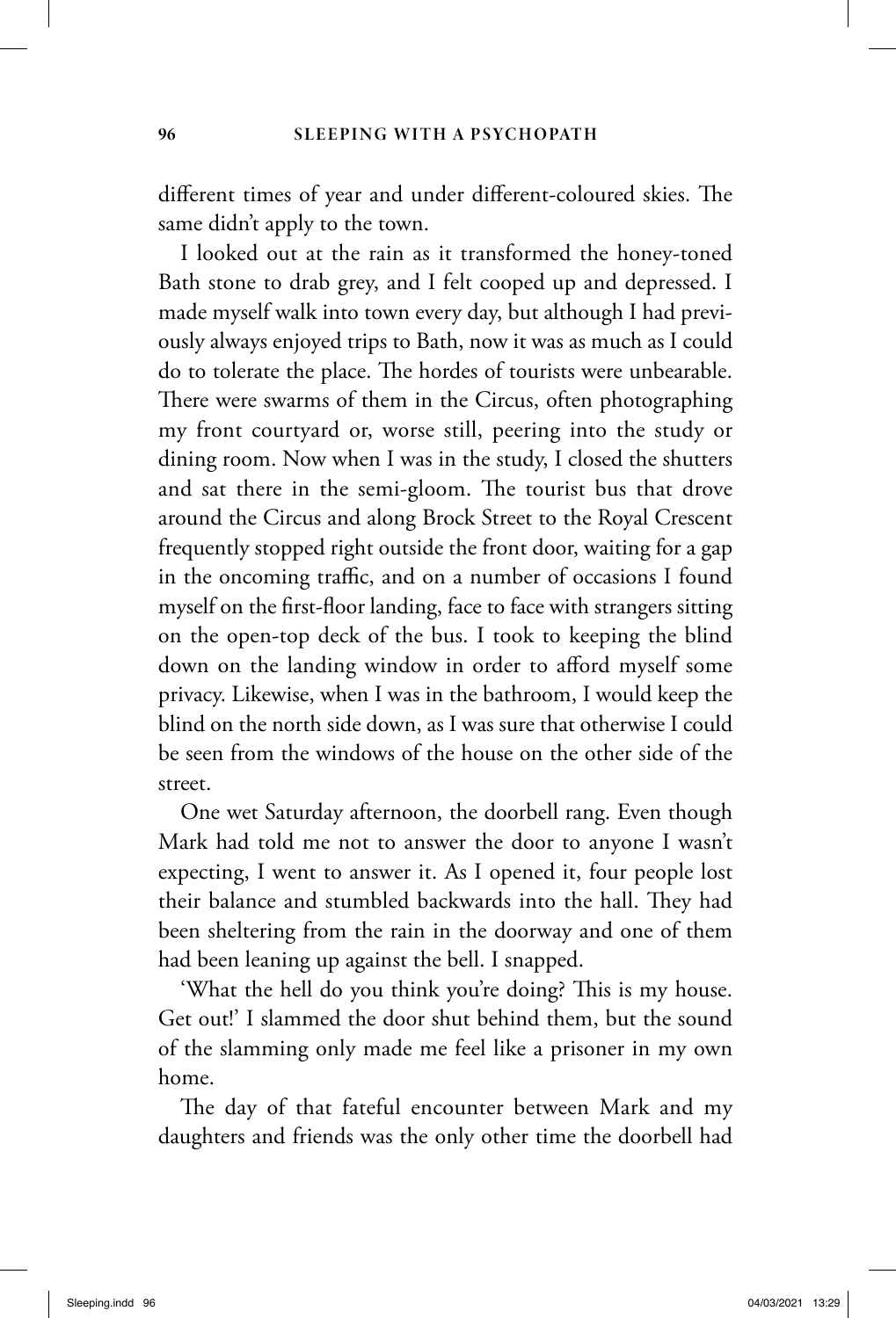different times of year and under different-coloured skies. The same didn't apply to the town.

I looked out at the rain as it transformed the honey-toned Bath stone to drab grey, and I felt cooped up and depressed. I made myself walk into town every day, but although I had previously always enjoyed trips to Bath, now it was as much as I could do to tolerate the place. The hordes of tourists were unbearable. There were swarms of them in the Circus, often photographing my front courtyard or, worse still, peering into the study or dining room. Now when I was in the study, I closed the shutters and sat there in the semi-gloom. The tourist bus that drove around the Circus and along Brock Street to the Royal Crescent frequently stopped right outside the front door, waiting for a gap in the oncoming traffic, and on a number of occasions I found myself on the first-floor landing, face to face with strangers sitting on the open-top deck of the bus. I took to keeping the blind down on the landing window in order to afford myself some privacy. Likewise, when I was in the bathroom, I would keep the blind on the north side down, as I was sure that otherwise I could be seen from the windows of the house on the other side of the street.

One wet Saturday afternoon, the doorbell rang. Even though Mark had told me not to answer the door to anyone I wasn't expecting, I went to answer it. As I opened it, four people lost their balance and stumbled backwards into the hall. They had been sheltering from the rain in the doorway and one of them had been leaning up against the bell. I snapped.

'What the hell do you think you're doing? This is my house. Get out!' I slammed the door shut behind them, but the sound of the slamming only made me feel like a prisoner in my own home.

The day of that fateful encounter between Mark and my daughters and friends was the only other time the doorbell had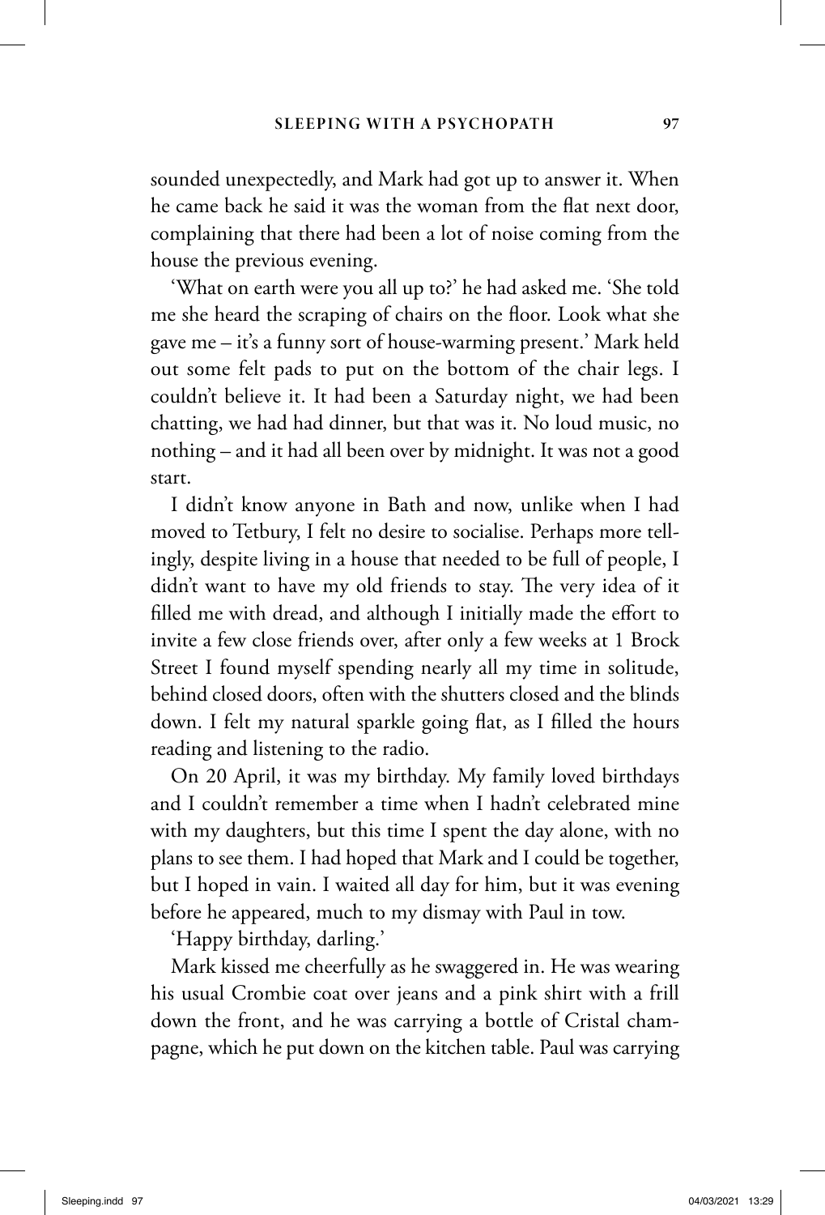sounded unexpectedly, and Mark had got up to answer it. When he came back he said it was the woman from the flat next door, complaining that there had been a lot of noise coming from the house the previous evening.

'What on earth were you all up to?' he had asked me. 'She told me she heard the scraping of chairs on the floor. Look what she gave me – it's a funny sort of house-warming present.' Mark held out some felt pads to put on the bottom of the chair legs. I couldn't believe it. It had been a Saturday night, we had been chatting, we had had dinner, but that was it. No loud music, no nothing – and it had all been over by midnight. It was not a good start.

I didn't know anyone in Bath and now, unlike when I had moved to Tetbury, I felt no desire to socialise. Perhaps more tellingly, despite living in a house that needed to be full of people, I didn't want to have my old friends to stay. The very idea of it filled me with dread, and although I initially made the effort to invite a few close friends over, after only a few weeks at 1 Brock Street I found myself spending nearly all my time in solitude, behind closed doors, often with the shutters closed and the blinds down. I felt my natural sparkle going flat, as I filled the hours reading and listening to the radio.

On 20 April, it was my birthday. My family loved birthdays and I couldn't remember a time when I hadn't celebrated mine with my daughters, but this time I spent the day alone, with no plans to see them. I had hoped that Mark and I could be together, but I hoped in vain. I waited all day for him, but it was evening before he appeared, much to my dismay with Paul in tow.

'Happy birthday, darling.'

Mark kissed me cheerfully as he swaggered in. He was wearing his usual Crombie coat over jeans and a pink shirt with a frill down the front, and he was carrying a bottle of Cristal champagne, which he put down on the kitchen table. Paul was carrying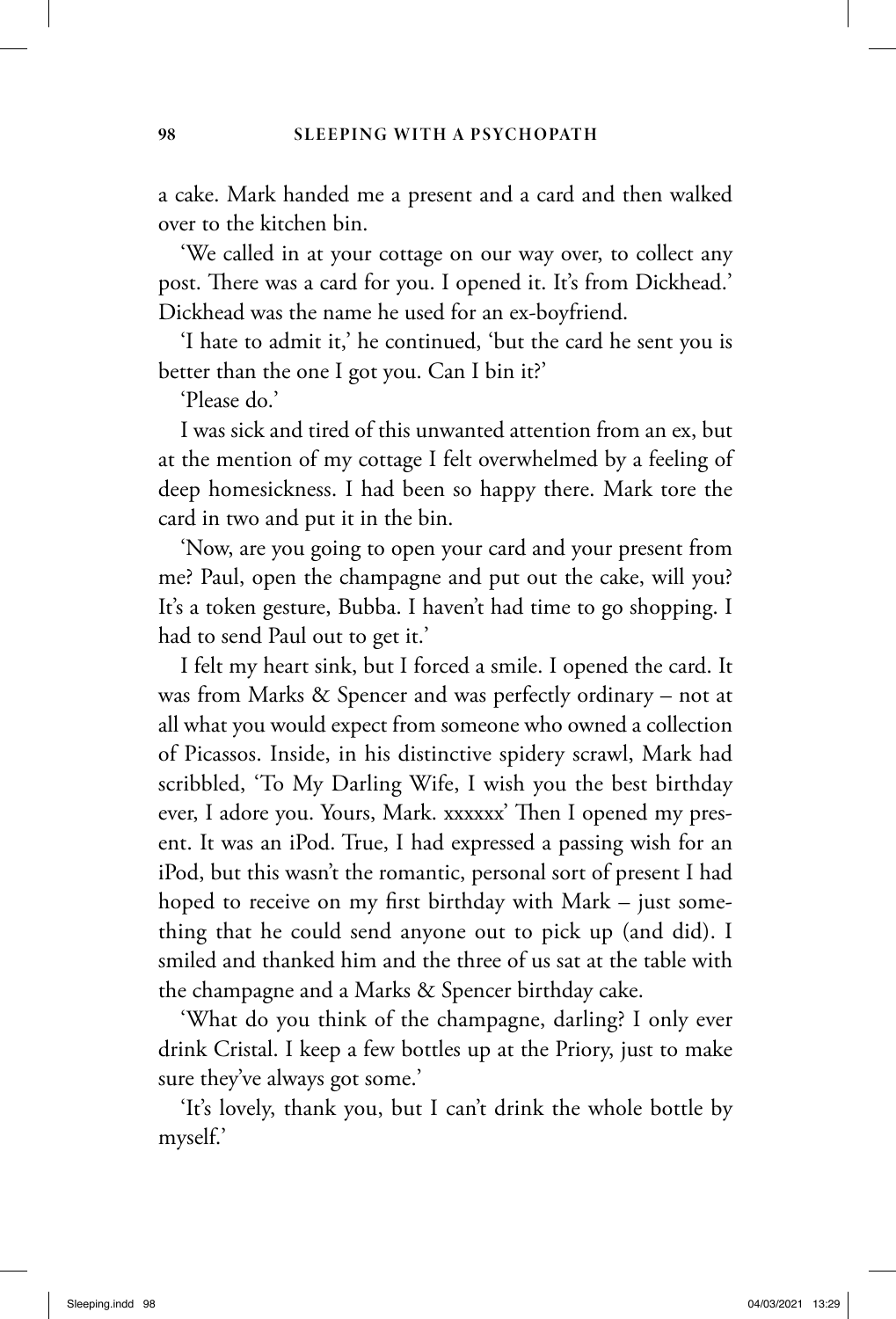a cake. Mark handed me a present and a card and then walked over to the kitchen bin.

'We called in at your cottage on our way over, to collect any post. There was a card for you. I opened it. It's from Dickhead.' Dickhead was the name he used for an ex-boyfriend.

'I hate to admit it,' he continued, 'but the card he sent you is better than the one I got you. Can I bin it?'

'Please do.'

I was sick and tired of this unwanted attention from an ex, but at the mention of my cottage I felt overwhelmed by a feeling of deep homesickness. I had been so happy there. Mark tore the card in two and put it in the bin.

'Now, are you going to open your card and your present from me? Paul, open the champagne and put out the cake, will you? It's a token gesture, Bubba. I haven't had time to go shopping. I had to send Paul out to get it.'

I felt my heart sink, but I forced a smile. I opened the card. It was from Marks & Spencer and was perfectly ordinary – not at all what you would expect from someone who owned a collection of Picassos. Inside, in his distinctive spidery scrawl, Mark had scribbled, 'To My Darling Wife, I wish you the best birthday ever, I adore you. Yours, Mark. xxxxxx' Then I opened my present. It was an iPod. True, I had expressed a passing wish for an iPod, but this wasn't the romantic, personal sort of present I had hoped to receive on my first birthday with Mark – just something that he could send anyone out to pick up (and did). I smiled and thanked him and the three of us sat at the table with the champagne and a Marks & Spencer birthday cake.

'What do you think of the champagne, darling? I only ever drink Cristal. I keep a few bottles up at the Priory, just to make sure they've always got some.'

'It's lovely, thank you, but I can't drink the whole bottle by myself.'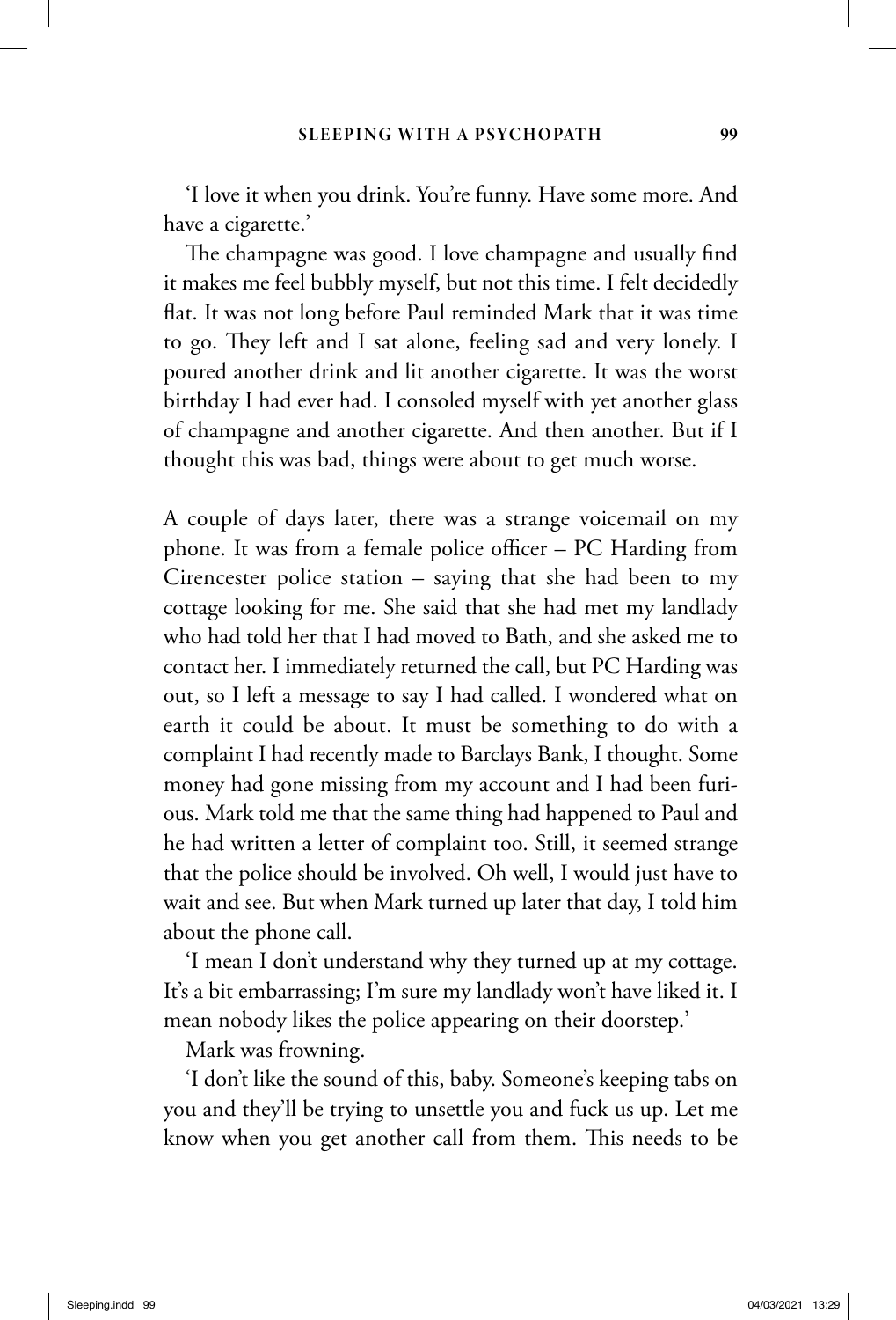'I love it when you drink. You're funny. Have some more. And have a cigarette.'

The champagne was good. I love champagne and usually find it makes me feel bubbly myself, but not this time. I felt decidedly flat. It was not long before Paul reminded Mark that it was time to go. They left and I sat alone, feeling sad and very lonely. I poured another drink and lit another cigarette. It was the worst birthday I had ever had. I consoled myself with yet another glass of champagne and another cigarette. And then another. But if I thought this was bad, things were about to get much worse.

A couple of days later, there was a strange voicemail on my phone. It was from a female police officer – PC Harding from Cirencester police station – saying that she had been to my cottage looking for me. She said that she had met my landlady who had told her that I had moved to Bath, and she asked me to contact her. I immediately returned the call, but PC Harding was out, so I left a message to say I had called. I wondered what on earth it could be about. It must be something to do with a complaint I had recently made to Barclays Bank, I thought. Some money had gone missing from my account and I had been furious. Mark told me that the same thing had happened to Paul and he had written a letter of complaint too. Still, it seemed strange that the police should be involved. Oh well, I would just have to wait and see. But when Mark turned up later that day, I told him about the phone call.

'I mean I don't understand why they turned up at my cottage. It's a bit embarrassing; I'm sure my landlady won't have liked it. I mean nobody likes the police appearing on their doorstep.'

Mark was frowning.

'I don't like the sound of this, baby. Someone's keeping tabs on you and they'll be trying to unsettle you and fuck us up. Let me know when you get another call from them. This needs to be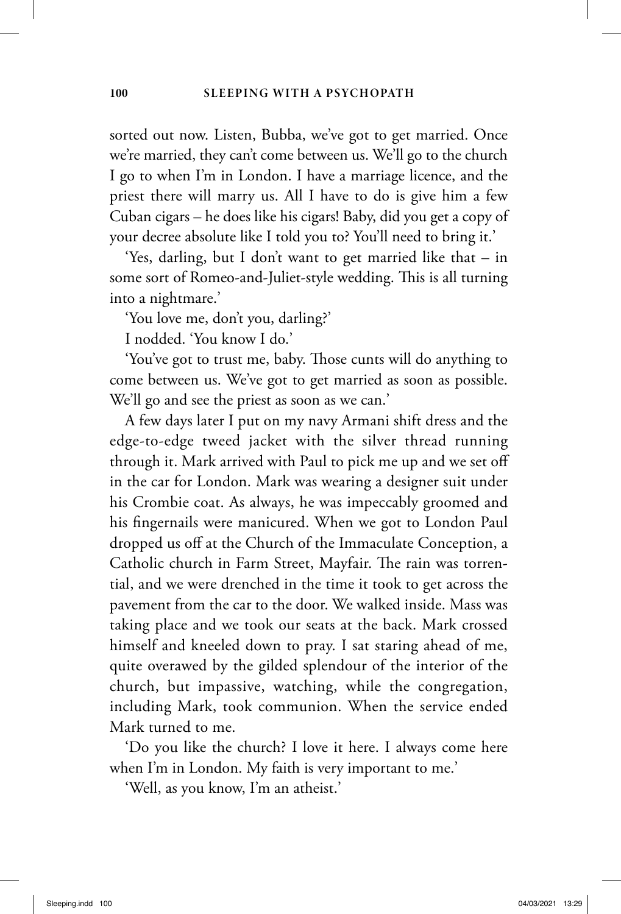sorted out now. Listen, Bubba, we've got to get married. Once we're married, they can't come between us. We'll go to the church I go to when I'm in London. I have a marriage licence, and the priest there will marry us. All I have to do is give him a few Cuban cigars – he does like his cigars! Baby, did you get a copy of your decree absolute like I told you to? You'll need to bring it.'

'Yes, darling, but I don't want to get married like that – in some sort of Romeo-and-Juliet-style wedding. This is all turning into a nightmare.'

'You love me, don't you, darling?'

I nodded. 'You know I do.'

'You've got to trust me, baby. Those cunts will do anything to come between us. We've got to get married as soon as possible. We'll go and see the priest as soon as we can.'

A few days later I put on my navy Armani shift dress and the edge-to-edge tweed jacket with the silver thread running through it. Mark arrived with Paul to pick me up and we set off in the car for London. Mark was wearing a designer suit under his Crombie coat. As always, he was impeccably groomed and his fingernails were manicured. When we got to London Paul dropped us off at the Church of the Immaculate Conception, a Catholic church in Farm Street, Mayfair. The rain was torrential, and we were drenched in the time it took to get across the pavement from the car to the door. We walked inside. Mass was taking place and we took our seats at the back. Mark crossed himself and kneeled down to pray. I sat staring ahead of me, quite overawed by the gilded splendour of the interior of the church, but impassive, watching, while the congregation, including Mark, took communion. When the service ended Mark turned to me.

'Do you like the church? I love it here. I always come here when I'm in London. My faith is very important to me.'

'Well, as you know, I'm an atheist.'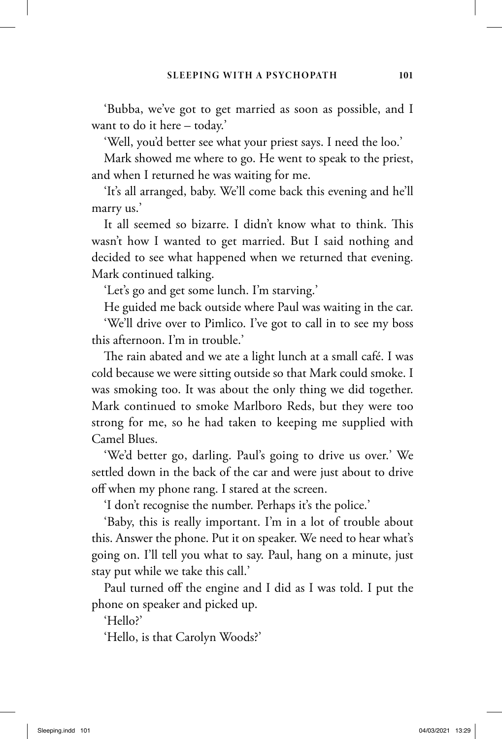'Bubba, we've got to get married as soon as possible, and I want to do it here – today.'

'Well, you'd better see what your priest says. I need the loo.'

Mark showed me where to go. He went to speak to the priest, and when I returned he was waiting for me.

'It's all arranged, baby. We'll come back this evening and he'll marry us.'

It all seemed so bizarre. I didn't know what to think. This wasn't how I wanted to get married. But I said nothing and decided to see what happened when we returned that evening. Mark continued talking.

'Let's go and get some lunch. I'm starving.'

He guided me back outside where Paul was waiting in the car.

'We'll drive over to Pimlico. I've got to call in to see my boss this afternoon. I'm in trouble.'

The rain abated and we ate a light lunch at a small café. I was cold because we were sitting outside so that Mark could smoke. I was smoking too. It was about the only thing we did together. Mark continued to smoke Marlboro Reds, but they were too strong for me, so he had taken to keeping me supplied with Camel Blues.

'We'd better go, darling. Paul's going to drive us over.' We settled down in the back of the car and were just about to drive off when my phone rang. I stared at the screen.

'I don't recognise the number. Perhaps it's the police.'

'Baby, this is really important. I'm in a lot of trouble about this. Answer the phone. Put it on speaker. We need to hear what's going on. I'll tell you what to say. Paul, hang on a minute, just stay put while we take this call.'

Paul turned off the engine and I did as I was told. I put the phone on speaker and picked up.

'Hello?'

'Hello, is that Carolyn Woods?'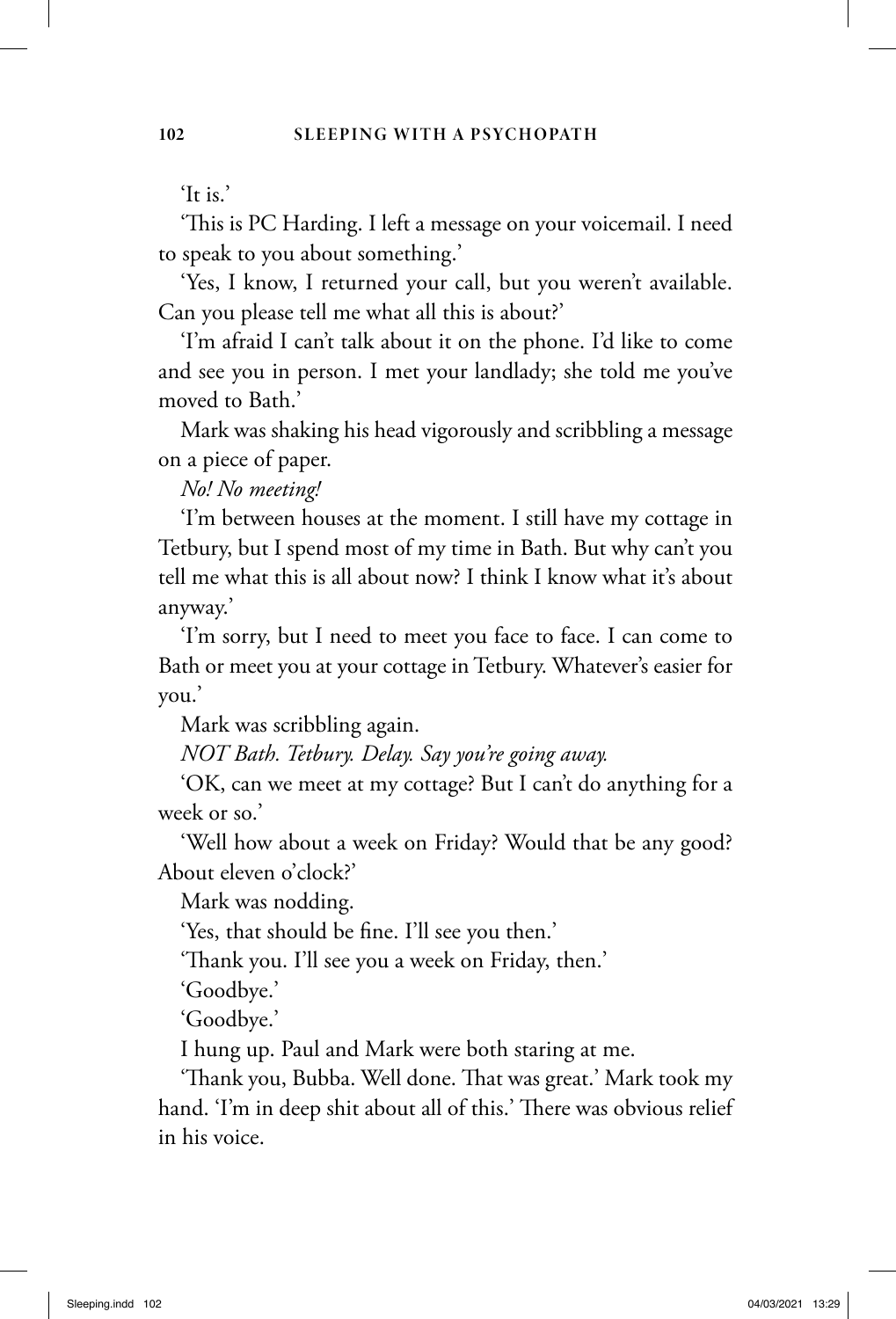'It is.'

'This is PC Harding. I left a message on your voicemail. I need to speak to you about something.'

'Yes, I know, I returned your call, but you weren't available. Can you please tell me what all this is about?'

'I'm afraid I can't talk about it on the phone. I'd like to come and see you in person. I met your landlady; she told me you've moved to Bath.'

Mark was shaking his head vigorously and scribbling a message on a piece of paper.

*No! No meeting!*

'I'm between houses at the moment. I still have my cottage in Tetbury, but I spend most of my time in Bath. But why can't you tell me what this is all about now? I think I know what it's about anyway.'

'I'm sorry, but I need to meet you face to face. I can come to Bath or meet you at your cottage in Tetbury. Whatever's easier for you.'

Mark was scribbling again.

*NOT Bath. Tetbury. Delay. Say you're going away.*

'OK, can we meet at my cottage? But I can't do anything for a week or so.'

'Well how about a week on Friday? Would that be any good? About eleven o'clock?'

Mark was nodding.

'Yes, that should be fine. I'll see you then.'

'Thank you. I'll see you a week on Friday, then.'

'Goodbye.'

'Goodbye.'

I hung up. Paul and Mark were both staring at me.

'Thank you, Bubba. Well done. That was great.' Mark took my hand. 'I'm in deep shit about all of this.' There was obvious relief in his voice.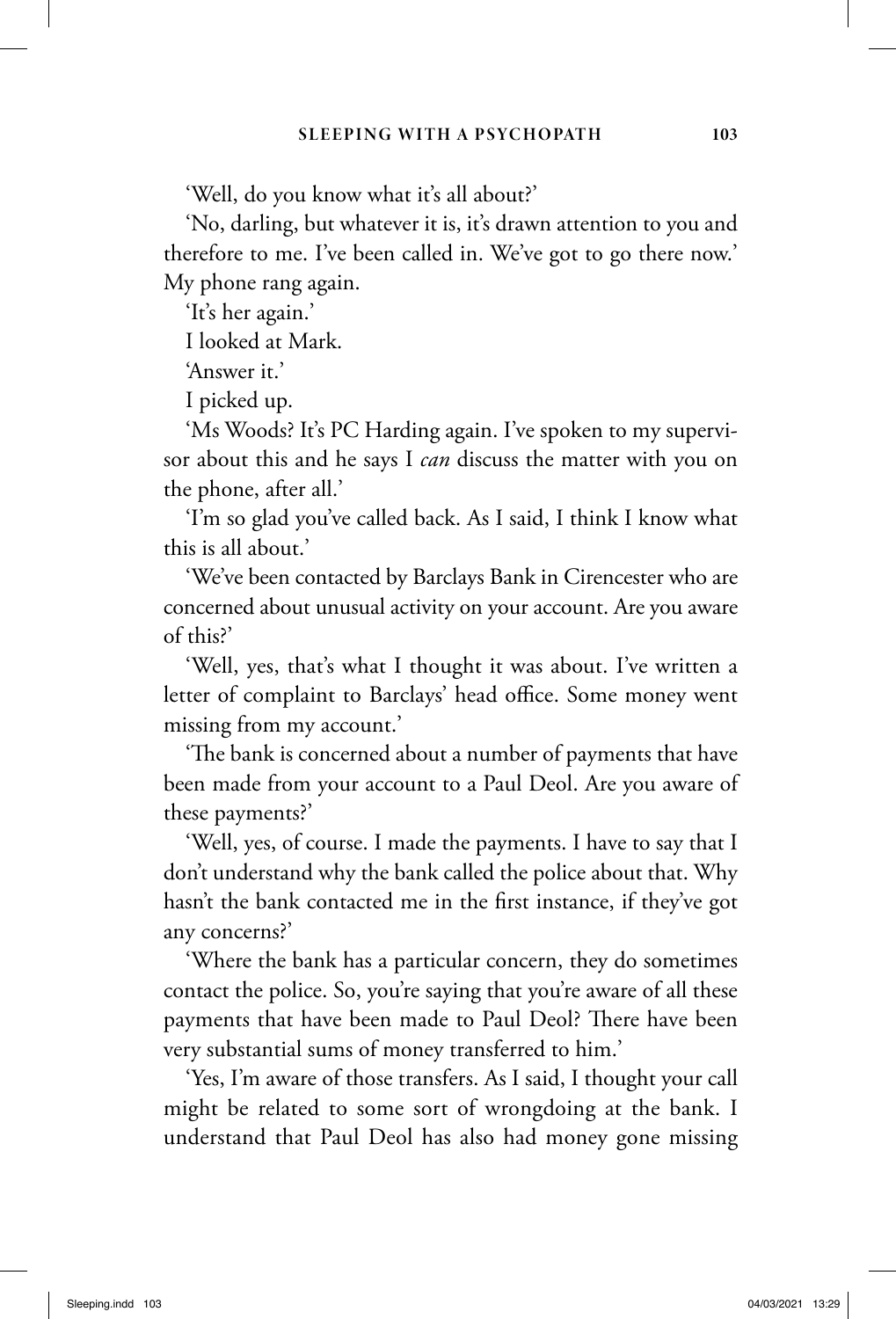'Well, do you know what it's all about?'

'No, darling, but whatever it is, it's drawn attention to you and therefore to me. I've been called in. We've got to go there now.' My phone rang again.

'It's her again.'

I looked at Mark.

'Answer it.'

I picked up.

'Ms Woods? It's PC Harding again. I've spoken to my supervisor about this and he says I *can* discuss the matter with you on the phone, after all.'

'I'm so glad you've called back. As I said, I think I know what this is all about.'

'We've been contacted by Barclays Bank in Cirencester who are concerned about unusual activity on your account. Are you aware of this?'

'Well, yes, that's what I thought it was about. I've written a letter of complaint to Barclays' head office. Some money went missing from my account.'

'The bank is concerned about a number of payments that have been made from your account to a Paul Deol. Are you aware of these payments?'

'Well, yes, of course. I made the payments. I have to say that I don't understand why the bank called the police about that. Why hasn't the bank contacted me in the first instance, if they've got any concerns?'

'Where the bank has a particular concern, they do sometimes contact the police. So, you're saying that you're aware of all these payments that have been made to Paul Deol? There have been very substantial sums of money transferred to him.'

'Yes, I'm aware of those transfers. As I said, I thought your call might be related to some sort of wrongdoing at the bank. I understand that Paul Deol has also had money gone missing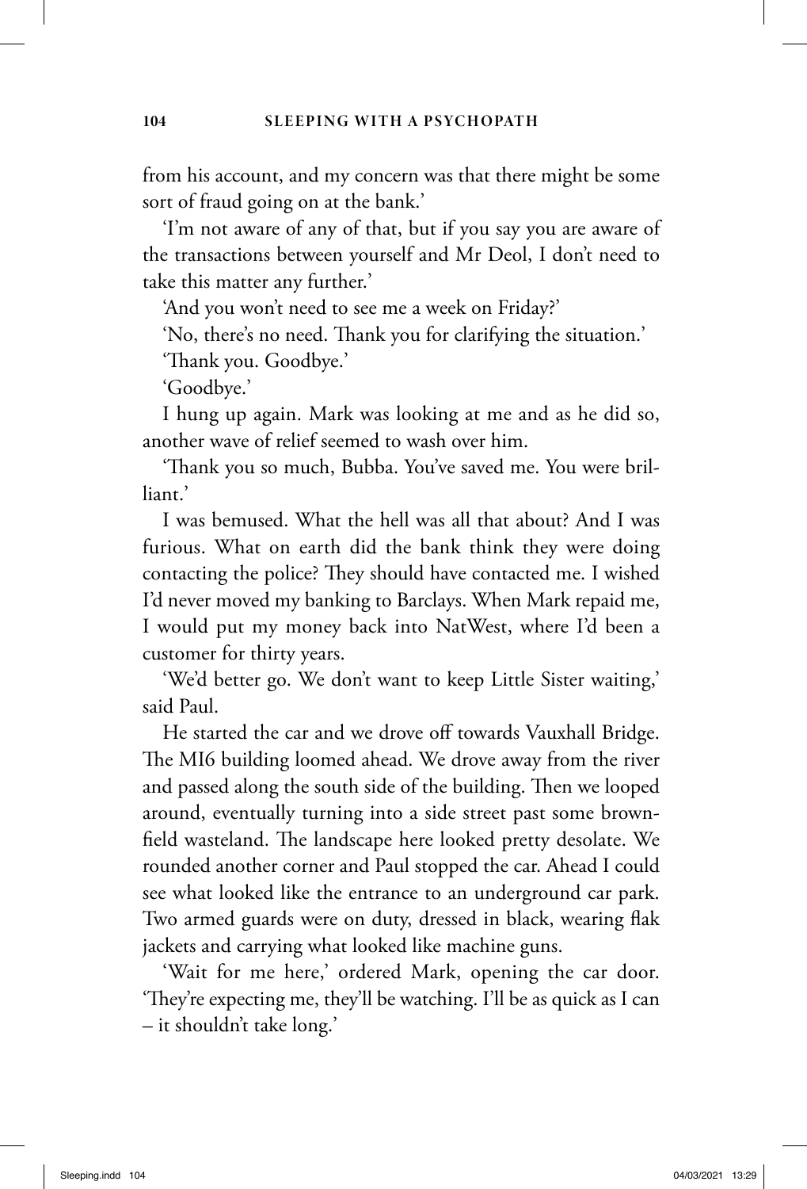from his account, and my concern was that there might be some sort of fraud going on at the bank.'

'I'm not aware of any of that, but if you say you are aware of the transactions between yourself and Mr Deol, I don't need to take this matter any further.'

'And you won't need to see me a week on Friday?'

'No, there's no need. Thank you for clarifying the situation.'

'Thank you. Goodbye.'

'Goodbye.'

I hung up again. Mark was looking at me and as he did so, another wave of relief seemed to wash over him.

'Thank you so much, Bubba. You've saved me. You were brilliant.'

I was bemused. What the hell was all that about? And I was furious. What on earth did the bank think they were doing contacting the police? They should have contacted me. I wished I'd never moved my banking to Barclays. When Mark repaid me, I would put my money back into NatWest, where I'd been a customer for thirty years.

'We'd better go. We don't want to keep Little Sister waiting,' said Paul.

He started the car and we drove off towards Vauxhall Bridge. The MI6 building loomed ahead. We drove away from the river and passed along the south side of the building. Then we looped around, eventually turning into a side street past some brownfield wasteland. The landscape here looked pretty desolate. We rounded another corner and Paul stopped the car. Ahead I could see what looked like the entrance to an underground car park. Two armed guards were on duty, dressed in black, wearing flak jackets and carrying what looked like machine guns.

'Wait for me here,' ordered Mark, opening the car door. 'They're expecting me, they'll be watching. I'll be as quick as I can – it shouldn't take long.'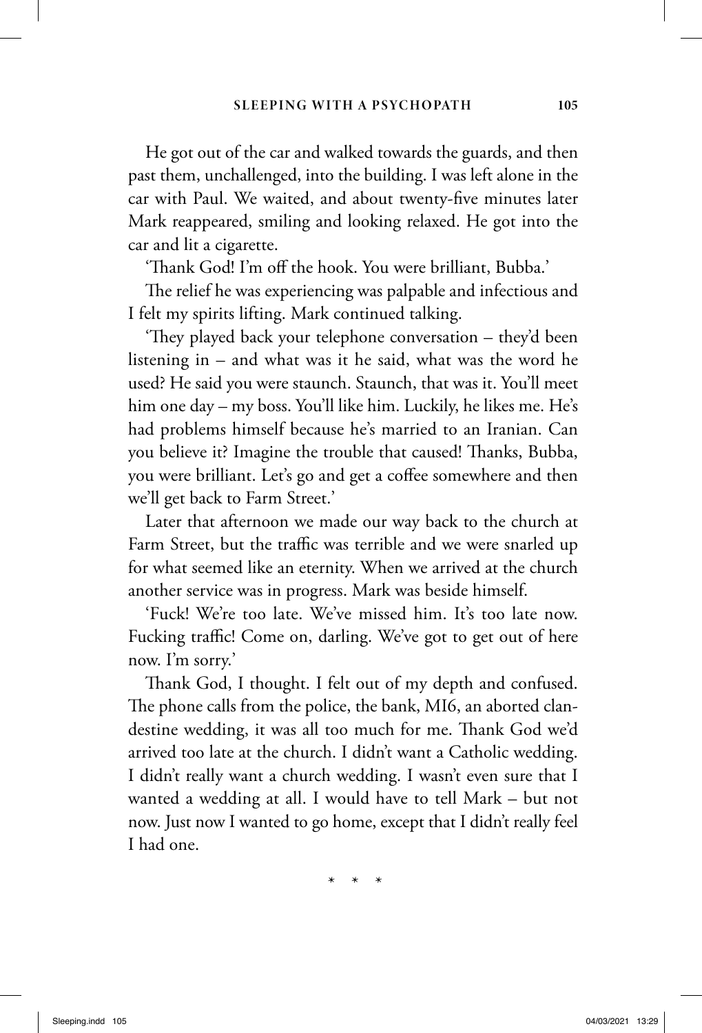He got out of the car and walked towards the guards, and then past them, unchallenged, into the building. I was left alone in the car with Paul. We waited, and about twenty-five minutes later Mark reappeared, smiling and looking relaxed. He got into the car and lit a cigarette.

'Thank God! I'm off the hook. You were brilliant, Bubba.'

The relief he was experiencing was palpable and infectious and I felt my spirits lifting. Mark continued talking.

'They played back your telephone conversation – they'd been listening in – and what was it he said, what was the word he used? He said you were staunch. Staunch, that was it. You'll meet him one day – my boss. You'll like him. Luckily, he likes me. He's had problems himself because he's married to an Iranian. Can you believe it? Imagine the trouble that caused! Thanks, Bubba, you were brilliant. Let's go and get a coffee somewhere and then we'll get back to Farm Street.'

Later that afternoon we made our way back to the church at Farm Street, but the traffic was terrible and we were snarled up for what seemed like an eternity. When we arrived at the church another service was in progress. Mark was beside himself.

'Fuck! We're too late. We've missed him. It's too late now. Fucking traffic! Come on, darling. We've got to get out of here now. I'm sorry.'

Thank God, I thought. I felt out of my depth and confused. The phone calls from the police, the bank, MI6, an aborted clandestine wedding, it was all too much for me. Thank God we'd arrived too late at the church. I didn't want a Catholic wedding. I didn't really want a church wedding. I wasn't even sure that I wanted a wedding at all. I would have to tell Mark – but not now. Just now I wanted to go home, except that I didn't really feel I had one.

\* \* \*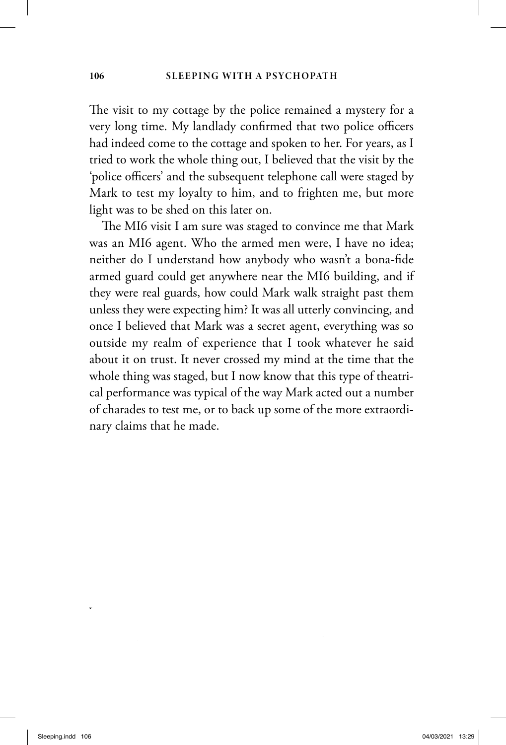The visit to my cottage by the police remained a mystery for a very long time. My landlady confirmed that two police officers had indeed come to the cottage and spoken to her. For years, as I tried to work the whole thing out, I believed that the visit by the 'police officers' and the subsequent telephone call were staged by Mark to test my loyalty to him, and to frighten me, but more light was to be shed on this later on.

The MI6 visit I am sure was staged to convince me that Mark was an MI6 agent. Who the armed men were, I have no idea; neither do I understand how anybody who wasn't a bona-fide armed guard could get anywhere near the MI6 building, and if they were real guards, how could Mark walk straight past them unless they were expecting him? It was all utterly convincing, and once I believed that Mark was a secret agent, everything was so outside my realm of experience that I took whatever he said about it on trust. It never crossed my mind at the time that the whole thing was staged, but I now know that this type of theatrical performance was typical of the way Mark acted out a number of charades to test me, or to back up some of the more extraordinary claims that he made.